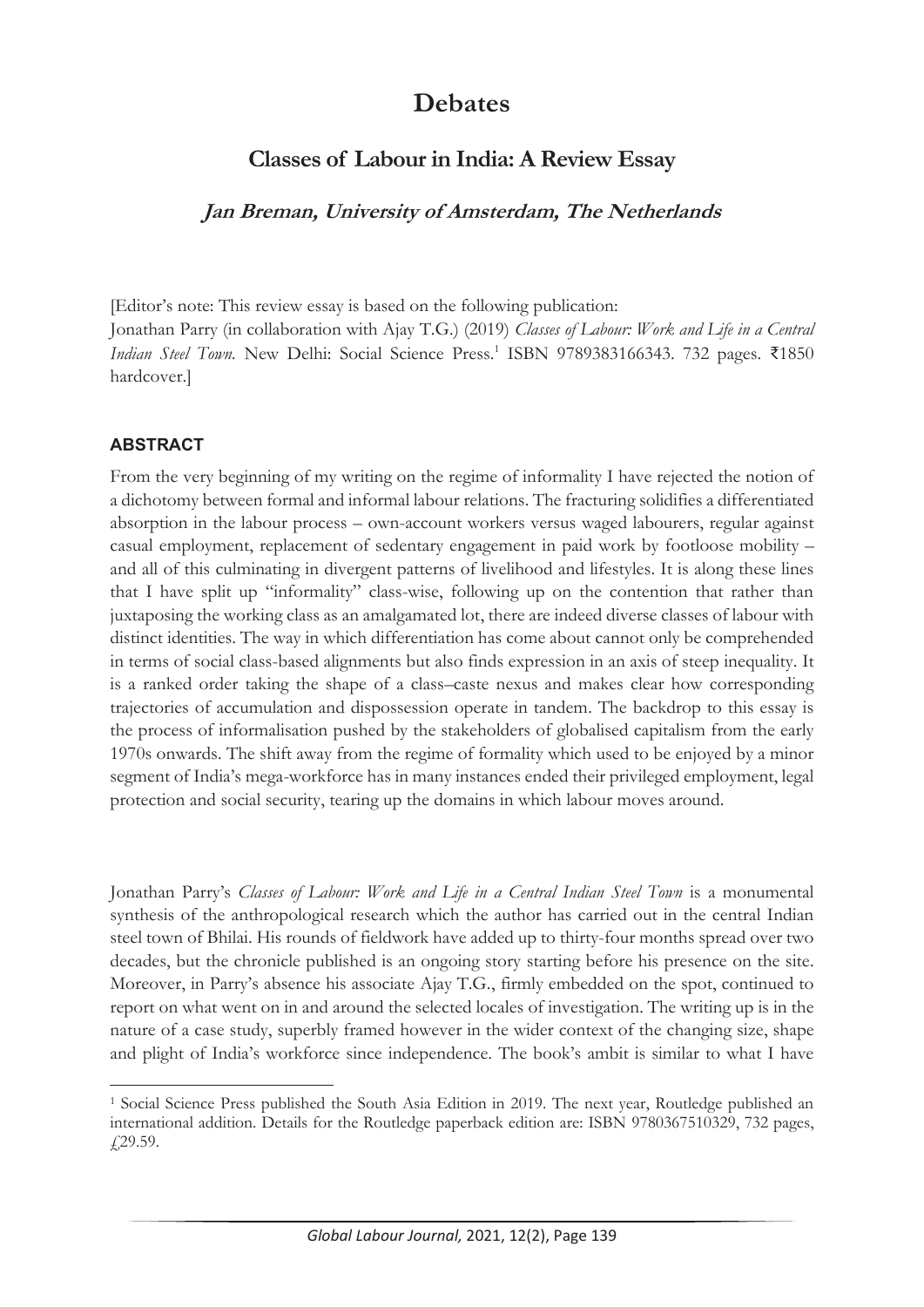# Debates

## Classes of Labour in India: A Review Essay

### *Jan Breman, University of Amsterdam, The Netherlands*

[Editor's note: This review essay is based on the following publication:
Jonathan Parry (in collaboration with Ajay T.G.) (2019) *Classes of Labour: Work and Life in a Central Indian Steel Town*. New Delhi: Social Science Press.[1] ISBN 9789383166343. 732 pages. ₹1850 hardcover.]

#### ABSTRACT

From the very beginning of my writing on the regime of informality I have rejected the notion of a dichotomy between formal and informal labour relations. The fracturing solidifies a differentiated absorption in the labour process – own-account workers versus waged labourers, regular against casual employment, replacement of sedentary engagement in paid work by footloose mobility – and all of this culminating in divergent patterns of livelihood and lifestyles. It is along these lines that I have split up "informality" class-wise, following up on the contention that rather than juxtaposing the working class as an amalgamated lot, there are indeed diverse classes of labour with distinct identities. The way in which differentiation has come about cannot only be comprehended in terms of social class-based alignments but also finds expression in an axis of steep inequality. It is a ranked order taking the shape of a class–caste nexus and makes clear how corresponding trajectories of accumulation and dispossession operate in tandem. The backdrop to this essay is the process of informalisation pushed by the stakeholders of globalised capitalism from the early 1970s onwards. The shift away from the regime of formality which used to be enjoyed by a minor segment of India's mega-workforce has in many instances ended their privileged employment, legal protection and social security, tearing up the domains in which labour moves around.

Jonathan Parry's *Classes of Labour: Work and Life in a Central Indian Steel Town* is a monumental synthesis of the anthropological research which the author has carried out in the central Indian steel town of Bhilai. His rounds of fieldwork have added up to thirty-four months spread over two decades, but the chronicle published is an ongoing story starting before his presence on the site. Moreover, in Parry's absence his associate Ajay T.G., firmly embedded on the spot, continued to report on what went on in and around the selected locales of investigation. The writing up is in the nature of a case study, superbly framed however in the wider context of the changing size, shape and plight of India's workforce since independence. The book's ambit is similar to what I have

[1] Social Science Press published the South Asia Edition in 2019. The next year, Routledge published an international addition. Details for the Routledge paperback edition are: ISBN 9780367510329, 732 pages, £29.59.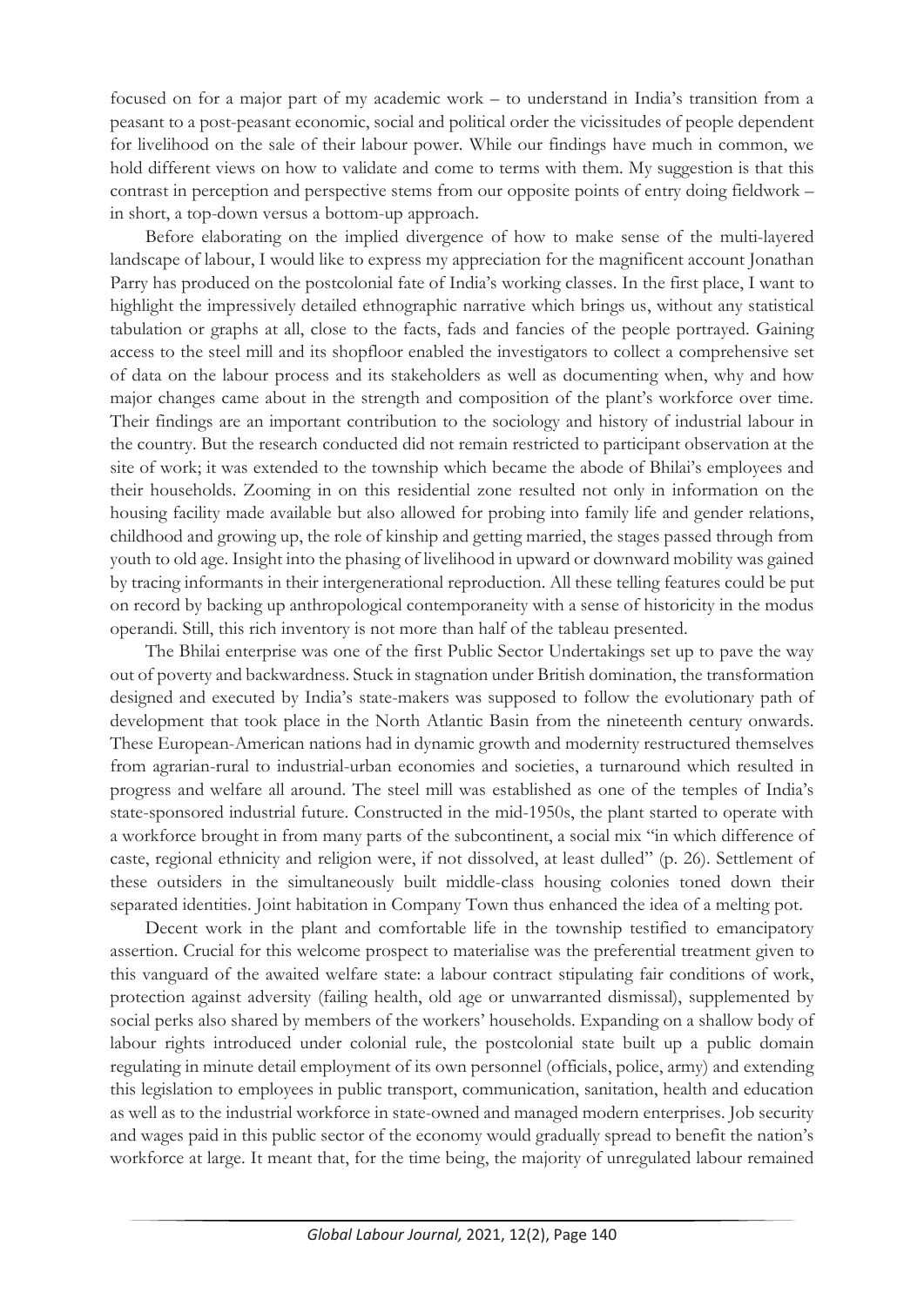focused on for a major part of my academic work – to understand in India's transition from a peasant to a post-peasant economic, social and political order the vicissitudes of people dependent for livelihood on the sale of their labour power. While our findings have much in common, we hold different views on how to validate and come to terms with them. My suggestion is that this contrast in perception and perspective stems from our opposite points of entry doing fieldwork – in short, a top-down versus a bottom-up approach.

Before elaborating on the implied divergence of how to make sense of the multi-layered landscape of labour, I would like to express my appreciation for the magnificent account Jonathan Parry has produced on the postcolonial fate of India's working classes. In the first place, I want to highlight the impressively detailed ethnographic narrative which brings us, without any statistical tabulation or graphs at all, close to the facts, fads and fancies of the people portrayed. Gaining access to the steel mill and its shopfloor enabled the investigators to collect a comprehensive set of data on the labour process and its stakeholders as well as documenting when, why and how major changes came about in the strength and composition of the plant's workforce over time. Their findings are an important contribution to the sociology and history of industrial labour in the country. But the research conducted did not remain restricted to participant observation at the site of work; it was extended to the township which became the abode of Bhilai's employees and their households. Zooming in on this residential zone resulted not only in information on the housing facility made available but also allowed for probing into family life and gender relations, childhood and growing up, the role of kinship and getting married, the stages passed through from youth to old age. Insight into the phasing of livelihood in upward or downward mobility was gained by tracing informants in their intergenerational reproduction. All these telling features could be put on record by backing up anthropological contemporaneity with a sense of historicity in the modus operandi. Still, this rich inventory is not more than half of the tableau presented.

The Bhilai enterprise was one of the first Public Sector Undertakings set up to pave the way out of poverty and backwardness. Stuck in stagnation under British domination, the transformation designed and executed by India's state-makers was supposed to follow the evolutionary path of development that took place in the North Atlantic Basin from the nineteenth century onwards. These European-American nations had in dynamic growth and modernity restructured themselves from agrarian-rural to industrial-urban economies and societies, a turnaround which resulted in progress and welfare all around. The steel mill was established as one of the temples of India's state-sponsored industrial future. Constructed in the mid-1950s, the plant started to operate with a workforce brought in from many parts of the subcontinent, a social mix "in which difference of caste, regional ethnicity and religion were, if not dissolved, at least dulled" (p. 26). Settlement of these outsiders in the simultaneously built middle-class housing colonies toned down their separated identities. Joint habitation in Company Town thus enhanced the idea of a melting pot.

Decent work in the plant and comfortable life in the township testified to emancipatory assertion. Crucial for this welcome prospect to materialise was the preferential treatment given to this vanguard of the awaited welfare state: a labour contract stipulating fair conditions of work, protection against adversity (failing health, old age or unwarranted dismissal), supplemented by social perks also shared by members of the workers' households. Expanding on a shallow body of labour rights introduced under colonial rule, the postcolonial state built up a public domain regulating in minute detail employment of its own personnel (officials, police, army) and extending this legislation to employees in public transport, communication, sanitation, health and education as well as to the industrial workforce in state-owned and managed modern enterprises. Job security and wages paid in this public sector of the economy would gradually spread to benefit the nation's workforce at large. It meant that, for the time being, the majority of unregulated labour remained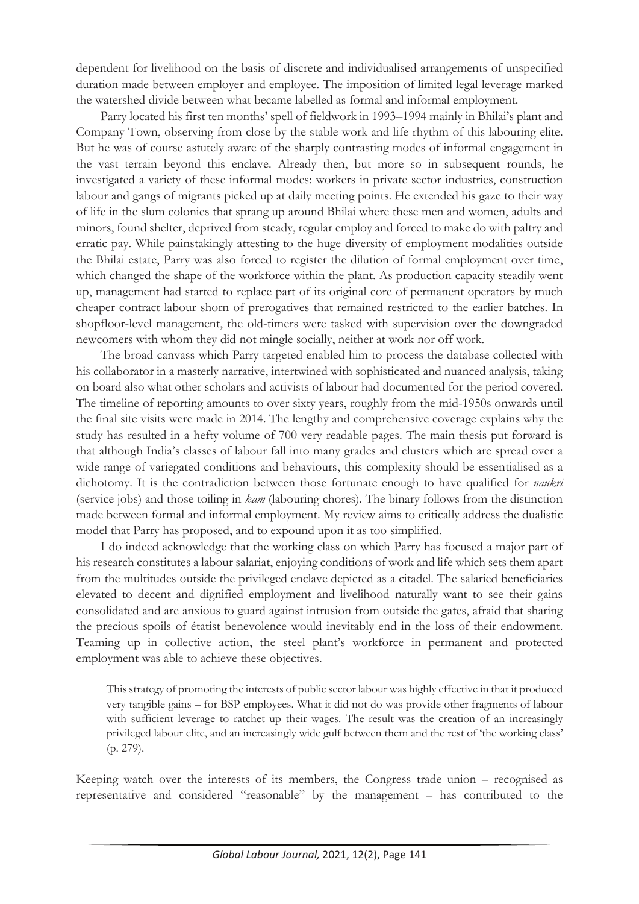dependent for livelihood on the basis of discrete and individualised arrangements of unspecified duration made between employer and employee. The imposition of limited legal leverage marked the watershed divide between what became labelled as formal and informal employment.

Parry located his first ten months' spell of fieldwork in 1993–1994 mainly in Bhilai's plant and Company Town, observing from close by the stable work and life rhythm of this labouring elite. But he was of course astutely aware of the sharply contrasting modes of informal engagement in the vast terrain beyond this enclave. Already then, but more so in subsequent rounds, he investigated a variety of these informal modes: workers in private sector industries, construction labour and gangs of migrants picked up at daily meeting points. He extended his gaze to their way of life in the slum colonies that sprang up around Bhilai where these men and women, adults and minors, found shelter, deprived from steady, regular employ and forced to make do with paltry and erratic pay. While painstakingly attesting to the huge diversity of employment modalities outside the Bhilai estate, Parry was also forced to register the dilution of formal employment over time, which changed the shape of the workforce within the plant. As production capacity steadily went up, management had started to replace part of its original core of permanent operators by much cheaper contract labour shorn of prerogatives that remained restricted to the earlier batches. In shopfloor-level management, the old-timers were tasked with supervision over the downgraded newcomers with whom they did not mingle socially, neither at work nor off work.

The broad canvass which Parry targeted enabled him to process the database collected with his collaborator in a masterly narrative, intertwined with sophisticated and nuanced analysis, taking on board also what other scholars and activists of labour had documented for the period covered. The timeline of reporting amounts to over sixty years, roughly from the mid-1950s onwards until the final site visits were made in 2014. The lengthy and comprehensive coverage explains why the study has resulted in a hefty volume of 700 very readable pages. The main thesis put forward is that although India's classes of labour fall into many grades and clusters which are spread over a wide range of variegated conditions and behaviours, this complexity should be essentialised as a dichotomy. It is the contradiction between those fortunate enough to have qualified for *naukri* (service jobs) and those toiling in *kam* (labouring chores). The binary follows from the distinction made between formal and informal employment. My review aims to critically address the dualistic model that Parry has proposed, and to expound upon it as too simplified.

I do indeed acknowledge that the working class on which Parry has focused a major part of his research constitutes a labour salariat, enjoying conditions of work and life which sets them apart from the multitudes outside the privileged enclave depicted as a citadel. The salaried beneficiaries elevated to decent and dignified employment and livelihood naturally want to see their gains consolidated and are anxious to guard against intrusion from outside the gates, afraid that sharing the precious spoils of étatist benevolence would inevitably end in the loss of their endowment. Teaming up in collective action, the steel plant's workforce in permanent and protected employment was able to achieve these objectives.

> This strategy of promoting the interests of public sector labour was highly effective in that it produced very tangible gains – for BSP employees. What it did not do was provide other fragments of labour with sufficient leverage to ratchet up their wages. The result was the creation of an increasingly privileged labour elite, and an increasingly wide gulf between them and the rest of 'the working class' (p. 279).

Keeping watch over the interests of its members, the Congress trade union – recognised as representative and considered "reasonable" by the management – has contributed to the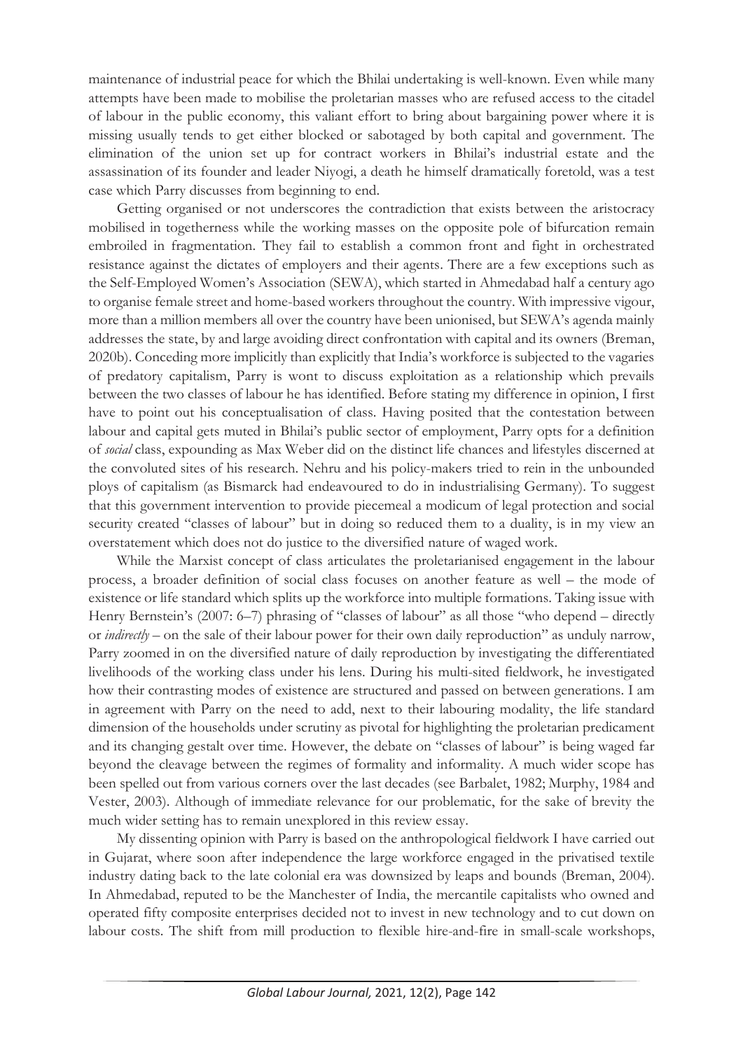maintenance of industrial peace for which the Bhilai undertaking is well-known. Even while many attempts have been made to mobilise the proletarian masses who are refused access to the citadel of labour in the public economy, this valiant effort to bring about bargaining power where it is missing usually tends to get either blocked or sabotaged by both capital and government. The elimination of the union set up for contract workers in Bhilai's industrial estate and the assassination of its founder and leader Niyogi, a death he himself dramatically foretold, was a test case which Parry discusses from beginning to end.

Getting organised or not underscores the contradiction that exists between the aristocracy mobilised in togetherness while the working masses on the opposite pole of bifurcation remain embroiled in fragmentation. They fail to establish a common front and fight in orchestrated resistance against the dictates of employers and their agents. There are a few exceptions such as the Self-Employed Women's Association (SEWA), which started in Ahmedabad half a century ago to organise female street and home-based workers throughout the country. With impressive vigour, more than a million members all over the country have been unionised, but SEWA's agenda mainly addresses the state, by and large avoiding direct confrontation with capital and its owners (Breman, 2020b). Conceding more implicitly than explicitly that India's workforce is subjected to the vagaries of predatory capitalism, Parry is wont to discuss exploitation as a relationship which prevails between the two classes of labour he has identified. Before stating my difference in opinion, I first have to point out his conceptualisation of class. Having posited that the contestation between labour and capital gets muted in Bhilai's public sector of employment, Parry opts for a definition of *social* class, expounding as Max Weber did on the distinct life chances and lifestyles discerned at the convoluted sites of his research. Nehru and his policy-makers tried to rein in the unbounded ploys of capitalism (as Bismarck had endeavoured to do in industrialising Germany). To suggest that this government intervention to provide piecemeal a modicum of legal protection and social security created "classes of labour" but in doing so reduced them to a duality, is in my view an overstatement which does not do justice to the diversified nature of waged work.

While the Marxist concept of class articulates the proletarianised engagement in the labour process, a broader definition of social class focuses on another feature as well – the mode of existence or life standard which splits up the workforce into multiple formations. Taking issue with Henry Bernstein's (2007: 6–7) phrasing of "classes of labour" as all those "who depend – directly or *indirectly* – on the sale of their labour power for their own daily reproduction" as unduly narrow, Parry zoomed in on the diversified nature of daily reproduction by investigating the differentiated livelihoods of the working class under his lens. During his multi-sited fieldwork, he investigated how their contrasting modes of existence are structured and passed on between generations. I am in agreement with Parry on the need to add, next to their labouring modality, the life standard dimension of the households under scrutiny as pivotal for highlighting the proletarian predicament and its changing gestalt over time. However, the debate on "classes of labour" is being waged far beyond the cleavage between the regimes of formality and informality. A much wider scope has been spelled out from various corners over the last decades (see Barbalet, 1982; Murphy, 1984 and Vester, 2003). Although of immediate relevance for our problematic, for the sake of brevity the much wider setting has to remain unexplored in this review essay.

My dissenting opinion with Parry is based on the anthropological fieldwork I have carried out in Gujarat, where soon after independence the large workforce engaged in the privatised textile industry dating back to the late colonial era was downsized by leaps and bounds (Breman, 2004). In Ahmedabad, reputed to be the Manchester of India, the mercantile capitalists who owned and operated fifty composite enterprises decided not to invest in new technology and to cut down on labour costs. The shift from mill production to flexible hire-and-fire in small-scale workshops,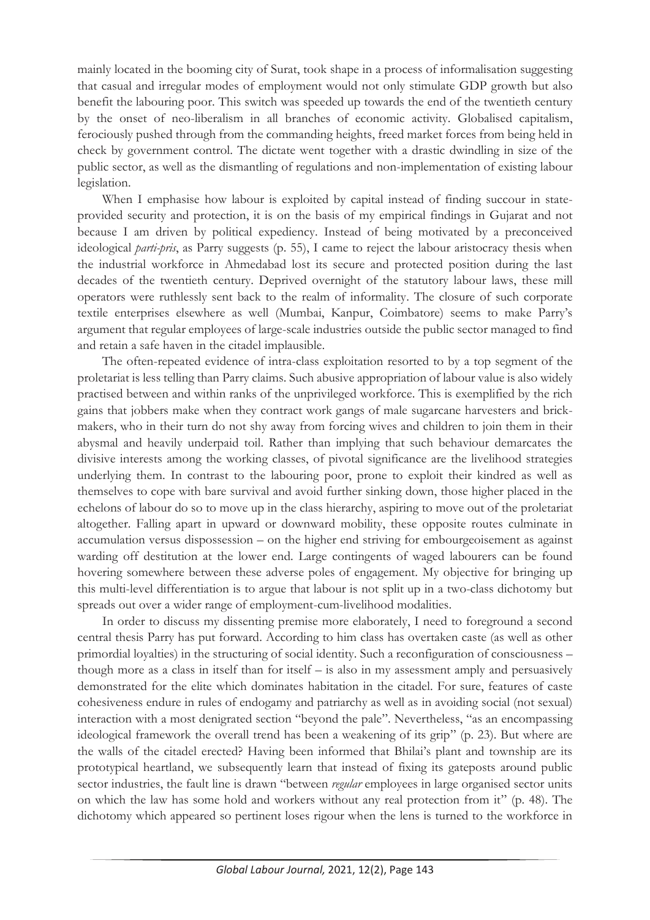mainly located in the booming city of Surat, took shape in a process of informalisation suggesting that casual and irregular modes of employment would not only stimulate GDP growth but also benefit the labouring poor. This switch was speeded up towards the end of the twentieth century by the onset of neo-liberalism in all branches of economic activity. Globalised capitalism, ferociously pushed through from the commanding heights, freed market forces from being held in check by government control. The dictate went together with a drastic dwindling in size of the public sector, as well as the dismantling of regulations and non-implementation of existing labour legislation.

When I emphasise how labour is exploited by capital instead of finding succour in state-provided security and protection, it is on the basis of my empirical findings in Gujarat and not because I am driven by political expediency. Instead of being motivated by a preconceived ideological *parti-pris*, as Parry suggests (p. 55), I came to reject the labour aristocracy thesis when the industrial workforce in Ahmedabad lost its secure and protected position during the last decades of the twentieth century. Deprived overnight of the statutory labour laws, these mill operators were ruthlessly sent back to the realm of informality. The closure of such corporate textile enterprises elsewhere as well (Mumbai, Kanpur, Coimbatore) seems to make Parry's argument that regular employees of large-scale industries outside the public sector managed to find and retain a safe haven in the citadel implausible.

The often-repeated evidence of intra-class exploitation resorted to by a top segment of the proletariat is less telling than Parry claims. Such abusive appropriation of labour value is also widely practised between and within ranks of the unprivileged workforce. This is exemplified by the rich gains that jobbers make when they contract work gangs of male sugarcane harvesters and brick-makers, who in their turn do not shy away from forcing wives and children to join them in their abysmal and heavily underpaid toil. Rather than implying that such behaviour demarcates the divisive interests among the working classes, of pivotal significance are the livelihood strategies underlying them. In contrast to the labouring poor, prone to exploit their kindred as well as themselves to cope with bare survival and avoid further sinking down, those higher placed in the echelons of labour do so to move up in the class hierarchy, aspiring to move out of the proletariat altogether. Falling apart in upward or downward mobility, these opposite routes culminate in accumulation versus dispossession – on the higher end striving for embourgeoisement as against warding off destitution at the lower end. Large contingents of waged labourers can be found hovering somewhere between these adverse poles of engagement. My objective for bringing up this multi-level differentiation is to argue that labour is not split up in a two-class dichotomy but spreads out over a wider range of employment-cum-livelihood modalities.

In order to discuss my dissenting premise more elaborately, I need to foreground a second central thesis Parry has put forward. According to him class has overtaken caste (as well as other primordial loyalties) in the structuring of social identity. Such a reconfiguration of consciousness – though more as a class in itself than for itself – is also in my assessment amply and persuasively demonstrated for the elite which dominates habitation in the citadel. For sure, features of caste cohesiveness endure in rules of endogamy and patriarchy as well as in avoiding social (not sexual) interaction with a most denigrated section "beyond the pale". Nevertheless, "as an encompassing ideological framework the overall trend has been a weakening of its grip" (p. 23). But where are the walls of the citadel erected? Having been informed that Bhilai's plant and township are its prototypical heartland, we subsequently learn that instead of fixing its gateposts around public sector industries, the fault line is drawn "between *regular* employees in large organised sector units on which the law has some hold and workers without any real protection from it" (p. 48). The dichotomy which appeared so pertinent loses rigour when the lens is turned to the workforce in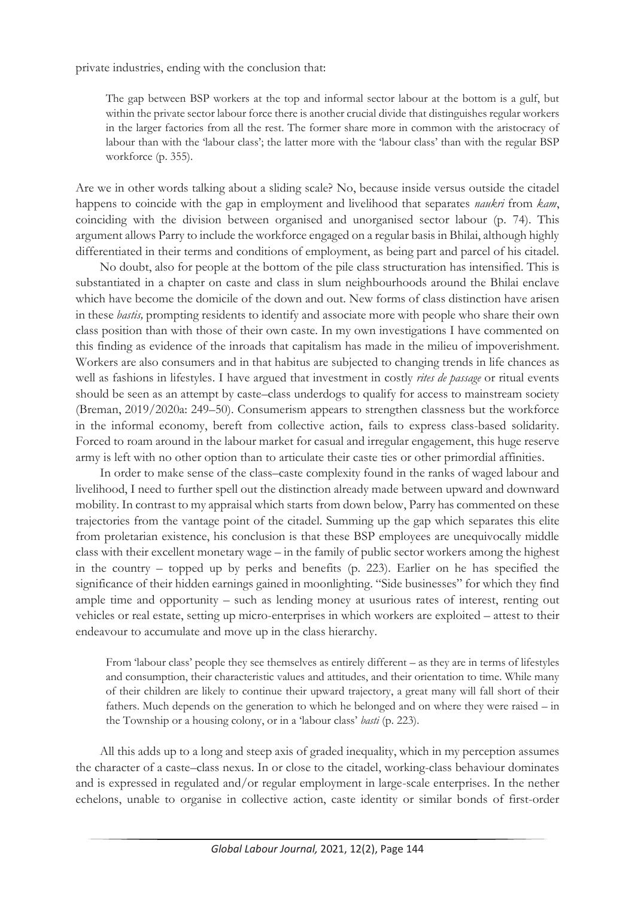private industries, ending with the conclusion that:

> The gap between BSP workers at the top and informal sector labour at the bottom is a gulf, but within the private sector labour force there is another crucial divide that distinguishes regular workers in the larger factories from all the rest. The former share more in common with the aristocracy of labour than with the 'labour class'; the latter more with the 'labour class' than with the regular BSP workforce (p. 355).

Are we in other words talking about a sliding scale? No, because inside versus outside the citadel happens to coincide with the gap in employment and livelihood that separates *naukri* from *kam*, coinciding with the division between organised and unorganised sector labour (p. 74). This argument allows Parry to include the workforce engaged on a regular basis in Bhilai, although highly differentiated in their terms and conditions of employment, as being part and parcel of his citadel.

No doubt, also for people at the bottom of the pile class structuration has intensified. This is substantiated in a chapter on caste and class in slum neighbourhoods around the Bhilai enclave which have become the domicile of the down and out. New forms of class distinction have arisen in these *bastis,* prompting residents to identify and associate more with people who share their own class position than with those of their own caste. In my own investigations I have commented on this finding as evidence of the inroads that capitalism has made in the milieu of impoverishment. Workers are also consumers and in that habitus are subjected to changing trends in life chances as well as fashions in lifestyles. I have argued that investment in costly *rites de passage* or ritual events should be seen as an attempt by caste–class underdogs to qualify for access to mainstream society (Breman, 2019/2020a: 249–50). Consumerism appears to strengthen classness but the workforce in the informal economy, bereft from collective action, fails to express class-based solidarity. Forced to roam around in the labour market for casual and irregular engagement, this huge reserve army is left with no other option than to articulate their caste ties or other primordial affinities.

In order to make sense of the class–caste complexity found in the ranks of waged labour and livelihood, I need to further spell out the distinction already made between upward and downward mobility. In contrast to my appraisal which starts from down below, Parry has commented on these trajectories from the vantage point of the citadel. Summing up the gap which separates this elite from proletarian existence, his conclusion is that these BSP employees are unequivocally middle class with their excellent monetary wage – in the family of public sector workers among the highest in the country – topped up by perks and benefits (p. 223). Earlier on he has specified the significance of their hidden earnings gained in moonlighting. "Side businesses" for which they find ample time and opportunity – such as lending money at usurious rates of interest, renting out vehicles or real estate, setting up micro-enterprises in which workers are exploited – attest to their endeavour to accumulate and move up in the class hierarchy.

> From 'labour class' people they see themselves as entirely different – as they are in terms of lifestyles and consumption, their characteristic values and attitudes, and their orientation to time. While many of their children are likely to continue their upward trajectory, a great many will fall short of their fathers. Much depends on the generation to which he belonged and on where they were raised – in the Township or a housing colony, or in a 'labour class' *basti* (p. 223).

All this adds up to a long and steep axis of graded inequality, which in my perception assumes the character of a caste–class nexus. In or close to the citadel, working-class behaviour dominates and is expressed in regulated and/or regular employment in large-scale enterprises. In the nether echelons, unable to organise in collective action, caste identity or similar bonds of first-order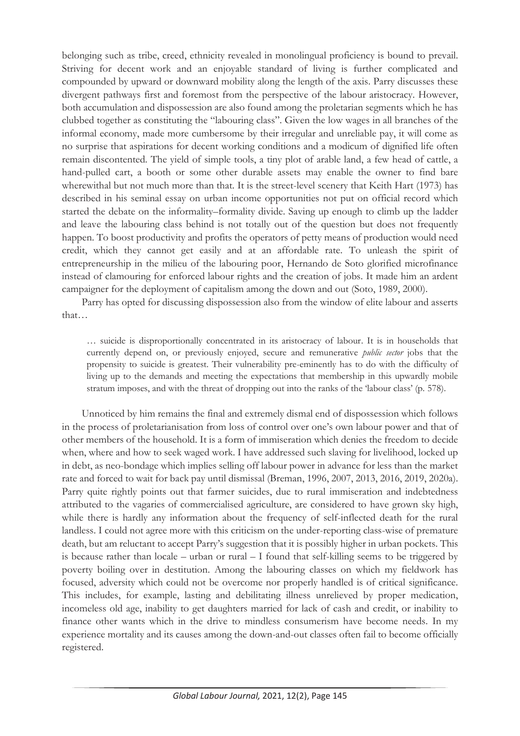belonging such as tribe, creed, ethnicity revealed in monolingual proficiency is bound to prevail. Striving for decent work and an enjoyable standard of living is further complicated and compounded by upward or downward mobility along the length of the axis. Parry discusses these divergent pathways first and foremost from the perspective of the labour aristocracy. However, both accumulation and dispossession are also found among the proletarian segments which he has clubbed together as constituting the "labouring class". Given the low wages in all branches of the informal economy, made more cumbersome by their irregular and unreliable pay, it will come as no surprise that aspirations for decent working conditions and a modicum of dignified life often remain discontented. The yield of simple tools, a tiny plot of arable land, a few head of cattle, a hand-pulled cart, a booth or some other durable assets may enable the owner to find bare wherewithal but not much more than that. It is the street-level scenery that Keith Hart (1973) has described in his seminal essay on urban income opportunities not put on official record which started the debate on the informality–formality divide. Saving up enough to climb up the ladder and leave the labouring class behind is not totally out of the question but does not frequently happen. To boost productivity and profits the operators of petty means of production would need credit, which they cannot get easily and at an affordable rate. To unleash the spirit of entrepreneurship in the milieu of the labouring poor, Hernando de Soto glorified microfinance instead of clamouring for enforced labour rights and the creation of jobs. It made him an ardent campaigner for the deployment of capitalism among the down and out (Soto, 1989, 2000).

Parry has opted for discussing dispossession also from the window of elite labour and asserts that…

> … suicide is disproportionally concentrated in its aristocracy of labour. It is in households that currently depend on, or previously enjoyed, secure and remunerative *public sector* jobs that the propensity to suicide is greatest. Their vulnerability pre-eminently has to do with the difficulty of living up to the demands and meeting the expectations that membership in this upwardly mobile stratum imposes, and with the threat of dropping out into the ranks of the 'labour class' (p. 578).

Unnoticed by him remains the final and extremely dismal end of dispossession which follows in the process of proletarianisation from loss of control over one's own labour power and that of other members of the household. It is a form of immiseration which denies the freedom to decide when, where and how to seek waged work. I have addressed such slaving for livelihood, locked up in debt, as neo-bondage which implies selling off labour power in advance for less than the market rate and forced to wait for back pay until dismissal (Breman, 1996, 2007, 2013, 2016, 2019, 2020a). Parry quite rightly points out that farmer suicides, due to rural immiseration and indebtedness attributed to the vagaries of commercialised agriculture, are considered to have grown sky high, while there is hardly any information about the frequency of self-inflected death for the rural landless. I could not agree more with this criticism on the under-reporting class-wise of premature death, but am reluctant to accept Parry's suggestion that it is possibly higher in urban pockets. This is because rather than locale – urban or rural – I found that self-killing seems to be triggered by poverty boiling over in destitution. Among the labouring classes on which my fieldwork has focused, adversity which could not be overcome nor properly handled is of critical significance. This includes, for example, lasting and debilitating illness unrelieved by proper medication, incomeless old age, inability to get daughters married for lack of cash and credit, or inability to finance other wants which in the drive to mindless consumerism have become needs. In my experience mortality and its causes among the down-and-out classes often fail to become officially registered.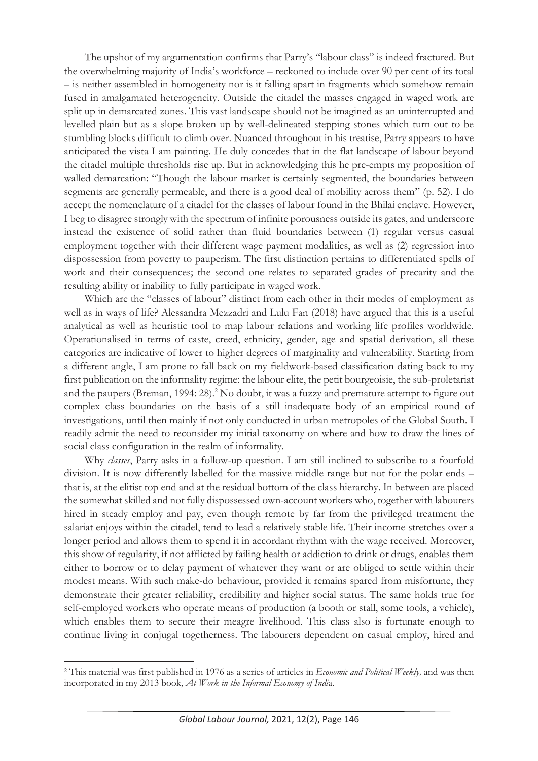The upshot of my argumentation confirms that Parry's "labour class" is indeed fractured. But the overwhelming majority of India's workforce – reckoned to include over 90 per cent of its total – is neither assembled in homogeneity nor is it falling apart in fragments which somehow remain fused in amalgamated heterogeneity. Outside the citadel the masses engaged in waged work are split up in demarcated zones. This vast landscape should not be imagined as an uninterrupted and levelled plain but as a slope broken up by well-delineated stepping stones which turn out to be stumbling blocks difficult to climb over. Nuanced throughout in his treatise, Parry appears to have anticipated the vista I am painting. He duly concedes that in the flat landscape of labour beyond the citadel multiple thresholds rise up. But in acknowledging this he pre-empts my proposition of walled demarcation: "Though the labour market is certainly segmented, the boundaries between segments are generally permeable, and there is a good deal of mobility across them" (p. 52). I do accept the nomenclature of a citadel for the classes of labour found in the Bhilai enclave. However, I beg to disagree strongly with the spectrum of infinite porousness outside its gates, and underscore instead the existence of solid rather than fluid boundaries between (1) regular versus casual employment together with their different wage payment modalities, as well as (2) regression into dispossession from poverty to pauperism. The first distinction pertains to differentiated spells of work and their consequences; the second one relates to separated grades of precarity and the resulting ability or inability to fully participate in waged work.

Which are the "classes of labour" distinct from each other in their modes of employment as well as in ways of life? Alessandra Mezzadri and Lulu Fan (2018) have argued that this is a useful analytical as well as heuristic tool to map labour relations and working life profiles worldwide. Operationalised in terms of caste, creed, ethnicity, gender, age and spatial derivation, all these categories are indicative of lower to higher degrees of marginality and vulnerability. Starting from a different angle, I am prone to fall back on my fieldwork-based classification dating back to my first publication on the informality regime: the labour elite, the petit bourgeoisie, the sub-proletariat and the paupers (Breman, 1994: 28).[2] No doubt, it was a fuzzy and premature attempt to figure out complex class boundaries on the basis of a still inadequate body of an empirical round of investigations, until then mainly if not only conducted in urban metropoles of the Global South. I readily admit the need to reconsider my initial taxonomy on where and how to draw the lines of social class configuration in the realm of informality.

Why *classes*, Parry asks in a follow-up question. I am still inclined to subscribe to a fourfold division. It is now differently labelled for the massive middle range but not for the polar ends – that is, at the elitist top end and at the residual bottom of the class hierarchy. In between are placed the somewhat skilled and not fully dispossessed own-account workers who, together with labourers hired in steady employ and pay, even though remote by far from the privileged treatment the salariat enjoys within the citadel, tend to lead a relatively stable life. Their income stretches over a longer period and allows them to spend it in accordant rhythm with the wage received. Moreover, this show of regularity, if not afflicted by failing health or addiction to drink or drugs, enables them either to borrow or to delay payment of whatever they want or are obliged to settle within their modest means. With such make-do behaviour, provided it remains spared from misfortune, they demonstrate their greater reliability, credibility and higher social status. The same holds true for self-employed workers who operate means of production (a booth or stall, some tools, a vehicle), which enables them to secure their meagre livelihood. This class also is fortunate enough to continue living in conjugal togetherness. The labourers dependent on casual employ, hired and

[2] This material was first published in 1976 as a series of articles in *Economic and Political Weekly,* and was then incorporated in my 2013 book, *At Work in the Informal Economy of India*.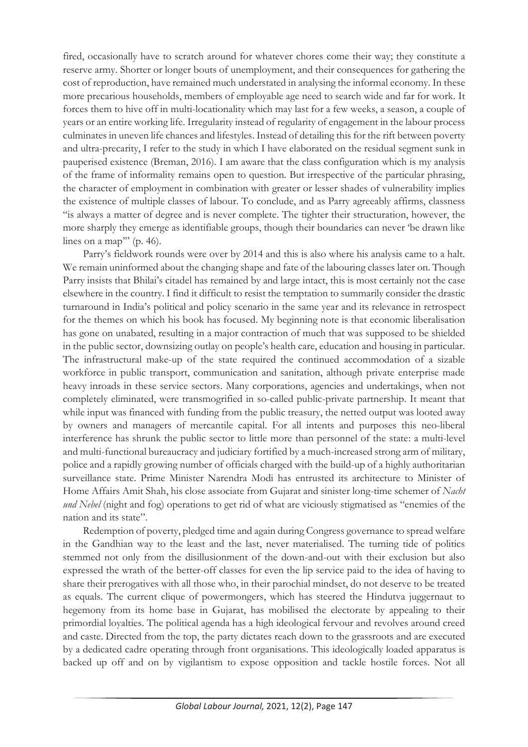fired, occasionally have to scratch around for whatever chores come their way; they constitute a reserve army. Shorter or longer bouts of unemployment, and their consequences for gathering the cost of reproduction, have remained much understated in analysing the informal economy. In these more precarious households, members of employable age need to search wide and far for work. It forces them to hive off in multi-locationality which may last for a few weeks, a season, a couple of years or an entire working life. Irregularity instead of regularity of engagement in the labour process culminates in uneven life chances and lifestyles. Instead of detailing this for the rift between poverty and ultra-precarity, I refer to the study in which I have elaborated on the residual segment sunk in pauperised existence (Breman, 2016). I am aware that the class configuration which is my analysis of the frame of informality remains open to question. But irrespective of the particular phrasing, the character of employment in combination with greater or lesser shades of vulnerability implies the existence of multiple classes of labour. To conclude, and as Parry agreeably affirms, classness "is always a matter of degree and is never complete. The tighter their structuration, however, the more sharply they emerge as identifiable groups, though their boundaries can never 'be drawn like lines on a map'" (p. 46).

Parry's fieldwork rounds were over by 2014 and this is also where his analysis came to a halt. We remain uninformed about the changing shape and fate of the labouring classes later on. Though Parry insists that Bhilai's citadel has remained by and large intact, this is most certainly not the case elsewhere in the country. I find it difficult to resist the temptation to summarily consider the drastic turnaround in India's political and policy scenario in the same year and its relevance in retrospect for the themes on which his book has focused. My beginning note is that economic liberalisation has gone on unabated, resulting in a major contraction of much that was supposed to be shielded in the public sector, downsizing outlay on people's health care, education and housing in particular. The infrastructural make-up of the state required the continued accommodation of a sizable workforce in public transport, communication and sanitation, although private enterprise made heavy inroads in these service sectors. Many corporations, agencies and undertakings, when not completely eliminated, were transmogrified in so-called public-private partnership. It meant that while input was financed with funding from the public treasury, the netted output was looted away by owners and managers of mercantile capital. For all intents and purposes this neo-liberal interference has shrunk the public sector to little more than personnel of the state: a multi-level and multi-functional bureaucracy and judiciary fortified by a much-increased strong arm of military, police and a rapidly growing number of officials charged with the build-up of a highly authoritarian surveillance state. Prime Minister Narendra Modi has entrusted its architecture to Minister of Home Affairs Amit Shah, his close associate from Gujarat and sinister long-time schemer of *Nacht und Nebel* (night and fog) operations to get rid of what are viciously stigmatised as "enemies of the nation and its state".

Redemption of poverty, pledged time and again during Congress governance to spread welfare in the Gandhian way to the least and the last, never materialised. The turning tide of politics stemmed not only from the disillusionment of the down-and-out with their exclusion but also expressed the wrath of the better-off classes for even the lip service paid to the idea of having to share their prerogatives with all those who, in their parochial mindset, do not deserve to be treated as equals. The current clique of powermongers, which has steered the Hindutva juggernaut to hegemony from its home base in Gujarat, has mobilised the electorate by appealing to their primordial loyalties. The political agenda has a high ideological fervour and revolves around creed and caste. Directed from the top, the party dictates reach down to the grassroots and are executed by a dedicated cadre operating through front organisations. This ideologically loaded apparatus is backed up off and on by vigilantism to expose opposition and tackle hostile forces. Not all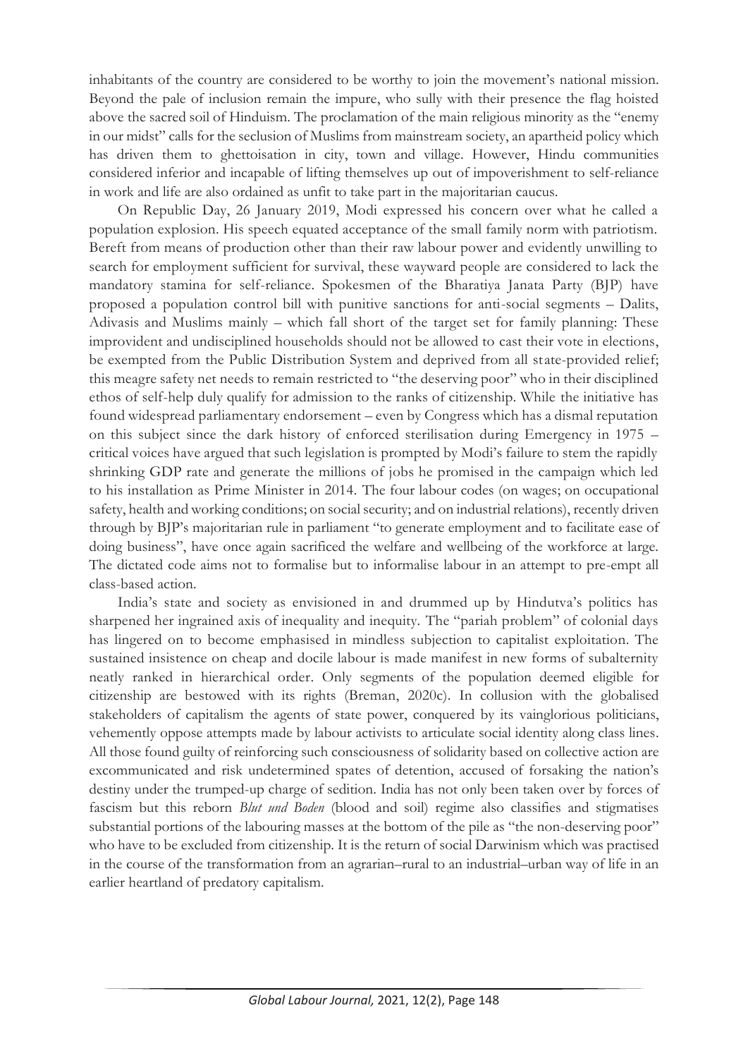inhabitants of the country are considered to be worthy to join the movement's national mission. Beyond the pale of inclusion remain the impure, who sully with their presence the flag hoisted above the sacred soil of Hinduism. The proclamation of the main religious minority as the "enemy in our midst" calls for the seclusion of Muslims from mainstream society, an apartheid policy which has driven them to ghettoisation in city, town and village. However, Hindu communities considered inferior and incapable of lifting themselves up out of impoverishment to self-reliance in work and life are also ordained as unfit to take part in the majoritarian caucus.

On Republic Day, 26 January 2019, Modi expressed his concern over what he called a population explosion. His speech equated acceptance of the small family norm with patriotism. Bereft from means of production other than their raw labour power and evidently unwilling to search for employment sufficient for survival, these wayward people are considered to lack the mandatory stamina for self-reliance. Spokesmen of the Bharatiya Janata Party (BJP) have proposed a population control bill with punitive sanctions for anti-social segments – Dalits, Adivasis and Muslims mainly – which fall short of the target set for family planning: These improvident and undisciplined households should not be allowed to cast their vote in elections, be exempted from the Public Distribution System and deprived from all state-provided relief; this meagre safety net needs to remain restricted to "the deserving poor" who in their disciplined ethos of self-help duly qualify for admission to the ranks of citizenship. While the initiative has found widespread parliamentary endorsement – even by Congress which has a dismal reputation on this subject since the dark history of enforced sterilisation during Emergency in 1975 – critical voices have argued that such legislation is prompted by Modi's failure to stem the rapidly shrinking GDP rate and generate the millions of jobs he promised in the campaign which led to his installation as Prime Minister in 2014. The four labour codes (on wages; on occupational safety, health and working conditions; on social security; and on industrial relations), recently driven through by BJP's majoritarian rule in parliament "to generate employment and to facilitate ease of doing business", have once again sacrificed the welfare and wellbeing of the workforce at large. The dictated code aims not to formalise but to informalise labour in an attempt to pre-empt all class-based action.

India's state and society as envisioned in and drummed up by Hindutva's politics has sharpened her ingrained axis of inequality and inequity. The "pariah problem" of colonial days has lingered on to become emphasised in mindless subjection to capitalist exploitation. The sustained insistence on cheap and docile labour is made manifest in new forms of subalternity neatly ranked in hierarchical order. Only segments of the population deemed eligible for citizenship are bestowed with its rights (Breman, 2020c). In collusion with the globalised stakeholders of capitalism the agents of state power, conquered by its vainglorious politicians, vehemently oppose attempts made by labour activists to articulate social identity along class lines. All those found guilty of reinforcing such consciousness of solidarity based on collective action are excommunicated and risk undetermined spates of detention, accused of forsaking the nation's destiny under the trumped-up charge of sedition. India has not only been taken over by forces of fascism but this reborn *Blut und Boden* (blood and soil) regime also classifies and stigmatises substantial portions of the labouring masses at the bottom of the pile as "the non-deserving poor" who have to be excluded from citizenship. It is the return of social Darwinism which was practised in the course of the transformation from an agrarian–rural to an industrial–urban way of life in an earlier heartland of predatory capitalism.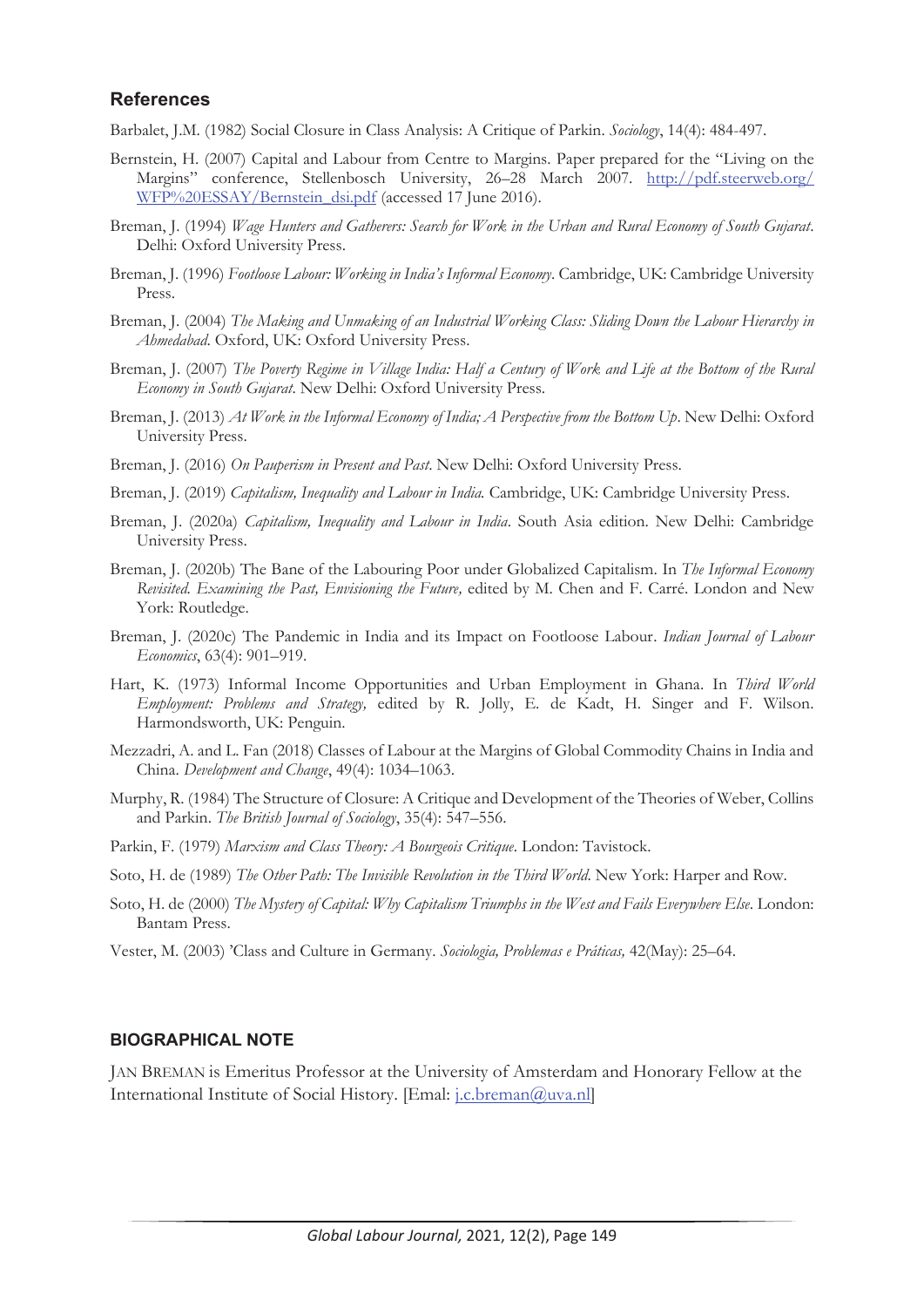## References

Barbalet, J.M. (1982) Social Closure in Class Analysis: A Critique of Parkin. *Sociology*, 14(4): 484-497.

Bernstein, H. (2007) Capital and Labour from Centre to Margins. Paper prepared for the "Living on the Margins" conference, Stellenbosch University, 26–28 March 2007. http://pdf.steerweb.org/WFP%20ESSAY/Bernstein_dsi.pdf (accessed 17 June 2016).

Breman, J. (1994) *Wage Hunters and Gatherers: Search for Work in the Urban and Rural Economy of South Gujarat*. Delhi: Oxford University Press.

Breman, J. (1996) *Footloose Labour: Working in India's Informal Economy*. Cambridge, UK: Cambridge University Press.

Breman, J. (2004) *The Making and Unmaking of an Industrial Working Class: Sliding Down the Labour Hierarchy in Ahmedabad*. Oxford, UK: Oxford University Press.

Breman, J. (2007) *The Poverty Regime in Village India: Half a Century of Work and Life at the Bottom of the Rural Economy in South Gujarat*. New Delhi: Oxford University Press.

Breman, J. (2013) *At Work in the Informal Economy of India; A Perspective from the Bottom Up*. New Delhi: Oxford University Press.

Breman, J. (2016) *On Pauperism in Present and Past*. New Delhi: Oxford University Press.

Breman, J. (2019) *Capitalism, Inequality and Labour in India.* Cambridge, UK: Cambridge University Press.

Breman, J. (2020a) *Capitalism, Inequality and Labour in India*. South Asia edition. New Delhi: Cambridge University Press.

Breman, J. (2020b) The Bane of the Labouring Poor under Globalized Capitalism. In *The Informal Economy Revisited. Examining the Past, Envisioning the Future,* edited by M. Chen and F. Carré. London and New York: Routledge.

Breman, J. (2020c) The Pandemic in India and its Impact on Footloose Labour. *Indian Journal of Labour Economics*, 63(4): 901–919.

Hart, K. (1973) Informal Income Opportunities and Urban Employment in Ghana. In *Third World Employment: Problems and Strategy,* edited by R. Jolly, E. de Kadt, H. Singer and F. Wilson. Harmondsworth, UK: Penguin.

Mezzadri, A. and L. Fan (2018) Classes of Labour at the Margins of Global Commodity Chains in India and China. *Development and Change*, 49(4): 1034–1063.

Murphy, R. (1984) The Structure of Closure: A Critique and Development of the Theories of Weber, Collins and Parkin. *The British Journal of Sociology*, 35(4): 547–556.

Parkin, F. (1979) *Marxism and Class Theory: A Bourgeois Critique*. London: Tavistock.

Soto, H. de (1989) *The Other Path: The Invisible Revolution in the Third World*. New York: Harper and Row.

Soto, H. de (2000) *The Mystery of Capital: Why Capitalism Triumphs in the West and Fails Everywhere Else*. London: Bantam Press.

Vester, M. (2003) 'Class and Culture in Germany. *Sociologia, Problemas e Práticas,* 42(May): 25–64.

## BIOGRAPHICAL NOTE

JAN BREMAN is Emeritus Professor at the University of Amsterdam and Honorary Fellow at the International Institute of Social History. [Emal: j.c.breman@uva.nl]